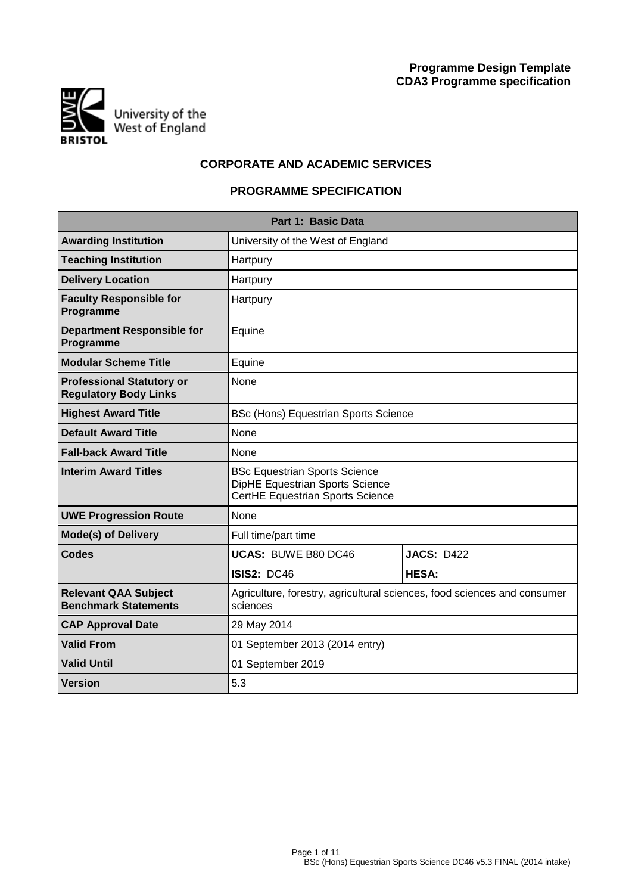**Programme Design Template**
**CDA3 Programme specification**

University of the West of England
BRISTOL

## CORPORATE AND ACADEMIC SERVICES

## PROGRAMME SPECIFICATION

| Part 1: Basic Data | | |
|---|---|---|
| **Awarding Institution** | University of the West of England | |
| **Teaching Institution** | Hartpury | |
| **Delivery Location** | Hartpury | |
| **Faculty Responsible for Programme** | Hartpury | |
| **Department Responsible for Programme** | Equine | |
| **Modular Scheme Title** | Equine | |
| **Professional Statutory or Regulatory Body Links** | None | |
| **Highest Award Title** | BSc (Hons) Equestrian Sports Science | |
| **Default Award Title** | None | |
| **Fall-back Award Title** | None | |
| **Interim Award Titles** | BSc Equestrian Sports Science<br>DipHE Equestrian Sports Science<br>CertHE Equestrian Sports Science | |
| **UWE Progression Route** | None | |
| **Mode(s) of Delivery** | Full time/part time | |
| **Codes** | **UCAS:** BUWE B80 DC46 | **JACS:** D422 |
| | **ISIS2:** DC46 | **HESA:** |
| **Relevant QAA Subject Benchmark Statements** | Agriculture, forestry, agricultural sciences, food sciences and consumer sciences | |
| **CAP Approval Date** | 29 May 2014 | |
| **Valid From** | 01 September 2013 (2014 entry) | |
| **Valid Until** | 01 September 2019 | |
| **Version** | 5.3 | |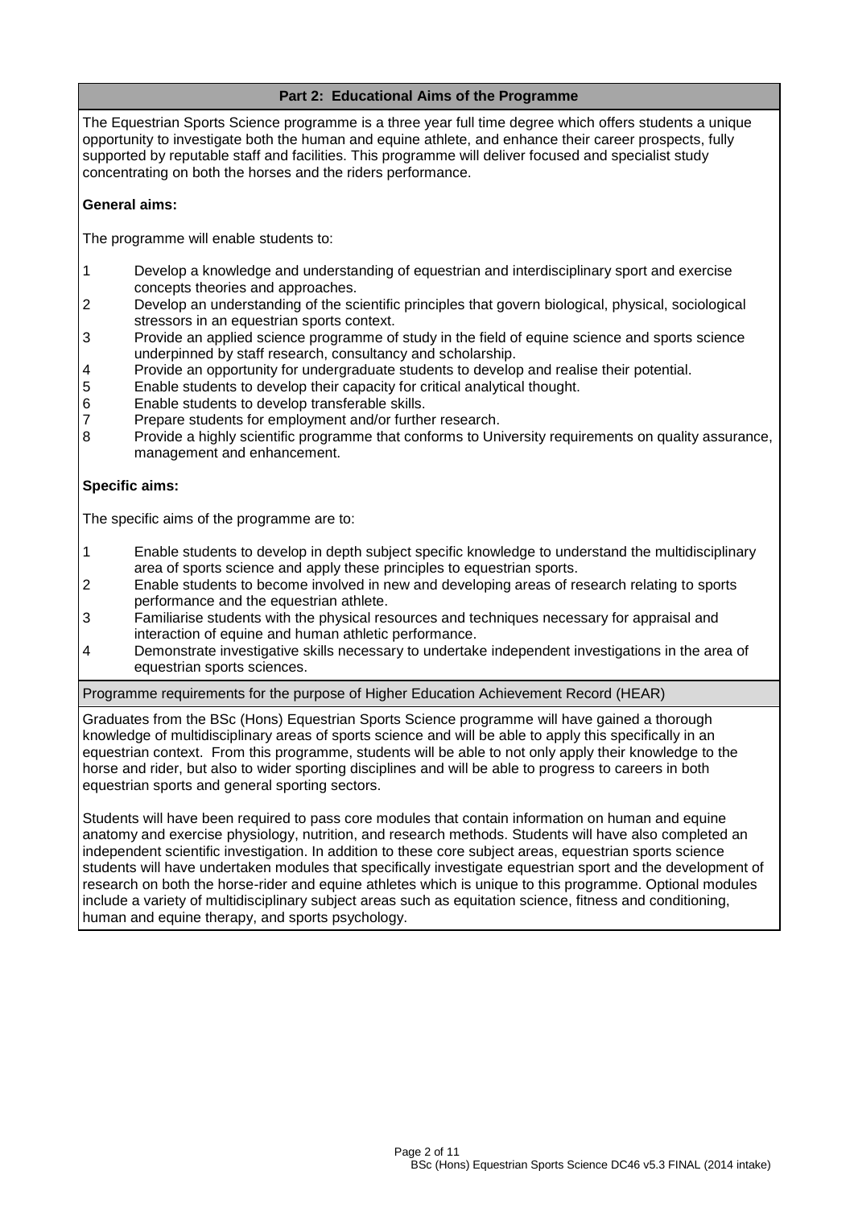## Part 2: Educational Aims of the Programme

The Equestrian Sports Science programme is a three year full time degree which offers students a unique opportunity to investigate both the human and equine athlete, and enhance their career prospects, fully supported by reputable staff and facilities. This programme will deliver focused and specialist study concentrating on both the horses and the riders performance.

**General aims:**

The programme will enable students to:

1. Develop a knowledge and understanding of equestrian and interdisciplinary sport and exercise concepts theories and approaches.
2. Develop an understanding of the scientific principles that govern biological, physical, sociological stressors in an equestrian sports context.
3. Provide an applied science programme of study in the field of equine science and sports science underpinned by staff research, consultancy and scholarship.
4. Provide an opportunity for undergraduate students to develop and realise their potential.
5. Enable students to develop their capacity for critical analytical thought.
6. Enable students to develop transferable skills.
7. Prepare students for employment and/or further research.
8. Provide a highly scientific programme that conforms to University requirements on quality assurance, management and enhancement.

**Specific aims:**

The specific aims of the programme are to:

1. Enable students to develop in depth subject specific knowledge to understand the multidisciplinary area of sports science and apply these principles to equestrian sports.
2. Enable students to become involved in new and developing areas of research relating to sports performance and the equestrian athlete.
3. Familiarise students with the physical resources and techniques necessary for appraisal and interaction of equine and human athletic performance.
4. Demonstrate investigative skills necessary to undertake independent investigations in the area of equestrian sports sciences.

### Programme requirements for the purpose of Higher Education Achievement Record (HEAR)

Graduates from the BSc (Hons) Equestrian Sports Science programme will have gained a thorough knowledge of multidisciplinary areas of sports science and will be able to apply this specifically in an equestrian context. From this programme, students will be able to not only apply their knowledge to the horse and rider, but also to wider sporting disciplines and will be able to progress to careers in both equestrian sports and general sporting sectors.

Students will have been required to pass core modules that contain information on human and equine anatomy and exercise physiology, nutrition, and research methods. Students will have also completed an independent scientific investigation. In addition to these core subject areas, equestrian sports science students will have undertaken modules that specifically investigate equestrian sport and the development of research on both the horse-rider and equine athletes which is unique to this programme. Optional modules include a variety of multidisciplinary subject areas such as equitation science, fitness and conditioning, human and equine therapy, and sports psychology.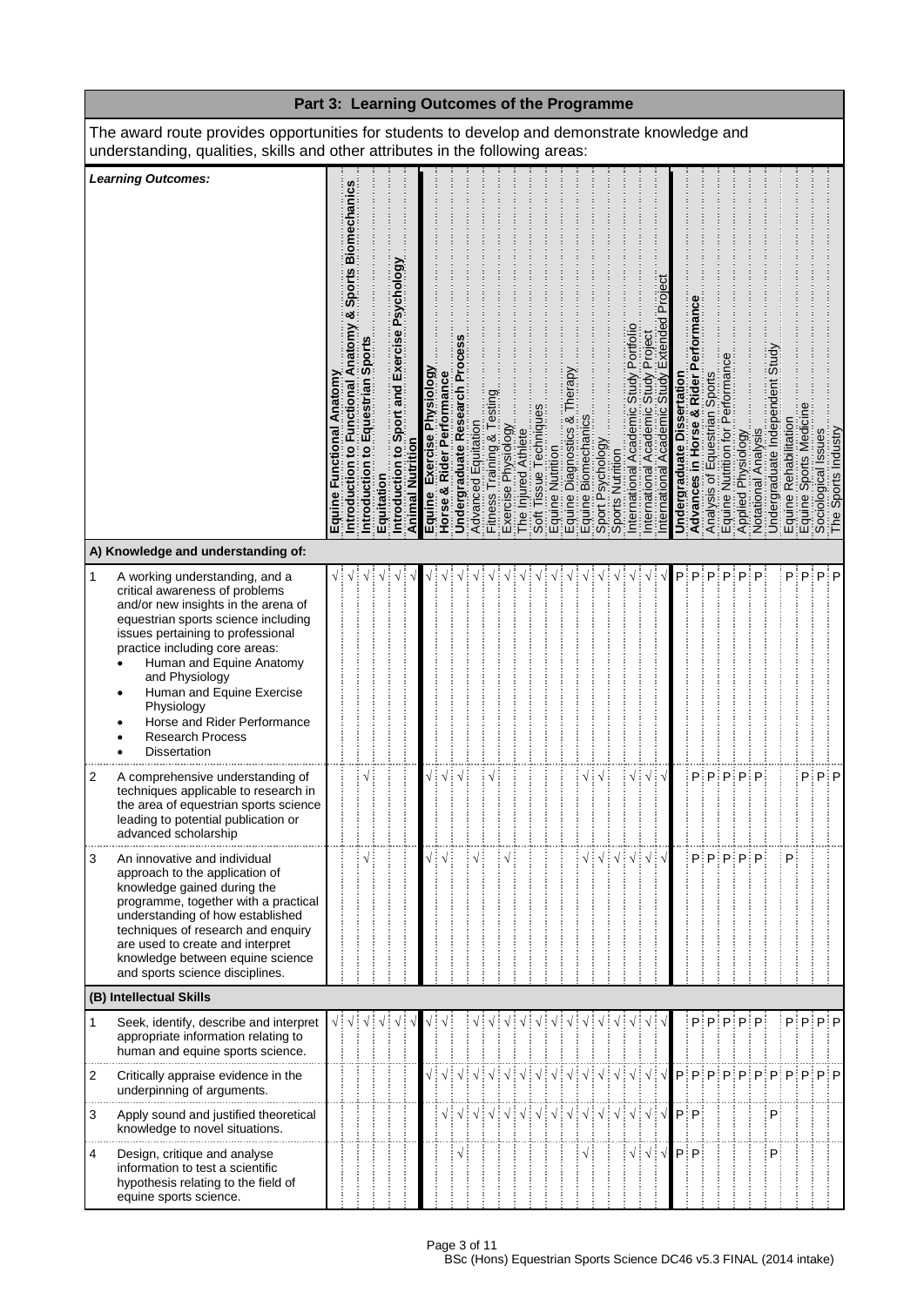## Part 3: Learning Outcomes of the Programme

The award route provides opportunities for students to develop and demonstrate knowledge and understanding, qualities, skills and other attributes in the following areas:

| | *Learning Outcomes:* | Equine Functional Anatomy | Introduction to Functional Anatomy & Sports Biomechanics | Introduction to Equestrian Sports | Equitation | Introduction to Sport and Exercise Psychology | Animal Nutrition | Equine Exercise Physiology | Horse & Rider Performance | Undergraduate Research Process | Advanced Equitation | Fitness Training & Testing | Exercise Physiology | The Injured Athlete | Soft Tissue Techniques | Equine Nutrition | Equine Diagnostics & Therapy | Equine Biomechanics | Sport Psychology | Sports Nutrition | International Academic Study Portfolio | International Academic Study Project | International Academic Study Extended Project | Undergraduate Dissertation | Advances in Horse & Rider Performance | Analysis of Equestrian Sports | Equine Nutrition for Performance | Applied Physiology | Notational Analysis | Undergraduate Independent Study | Equine Rehabilitation | Equine Sports Medicine | Sociological Issues | The Sports Industry |
|---|---|---|---|---|---|---|---|---|---|---|---|---|---|---|---|---|---|---|---|---|---|---|---|---|---|---|---|---|---|---|---|---|---|---|
| | **A) Knowledge and understanding of:** | | | | | | | | | | | | | | | | | | | | | | | | | | | | | | | | | |
| 1 | A working understanding, and a critical awareness of problems and/or new insights in the arena of equestrian sports science including issues pertaining to professional practice including core areas: • Human and Equine Anatomy and Physiology • Human and Equine Exercise Physiology • Horse and Rider Performance • Research Process • Dissertation | √ | √ | √ | √ | √ | √ | √ | √ | √ | √ | √ | √ | √ | √ | √ | √ | √ | √ | √ | √ | √ | √ | P | P | P | P | P | P | | P | P | P | P |
| 2 | A comprehensive understanding of techniques applicable to research in the area of equestrian sports science leading to potential publication or advanced scholarship | | | √ | | | | √ | √ | √ | | √ | | | | | | √ | √ | | √ | √ | √ | | P | P | P | P | P | | | P | P | P |
| 3 | An innovative and individual approach to the application of knowledge gained during the programme, together with a practical understanding of how established techniques of research and enquiry are used to create and interpret knowledge between equine science and sports science disciplines. | | | √ | | | | √ | √ | | √ | | √ | | | | | √ | √ | √ | √ | √ | √ | | P | P | P | P | P | | P | | | |
| | **(B) Intellectual Skills** | | | | | | | | | | | | | | | | | | | | | | | | | | | | | | | | | |
| 1 | Seek, identify, describe and interpret appropriate information relating to human and equine sports science. | √ | √ | √ | √ | √ | √ | √ | √ | | √ | √ | √ | √ | √ | √ | √ | √ | √ | √ | √ | √ | √ | | P | P | P | P | P | | P | P | P | P |
| 2 | Critically appraise evidence in the underpinning of arguments. | | | | | | | √ | √ | √ | √ | √ | √ | √ | √ | √ | √ | √ | √ | √ | √ | √ | √ | P | P | P | P | P | P | P | P | P | P | P |
| 3 | Apply sound and justified theoretical knowledge to novel situations. | | | | | | | | √ | √ | √ | √ | √ | √ | √ | √ | √ | √ | √ | √ | √ | √ | √ | P | P | | | | | P | | | | |
| 4 | Design, critique and analyse information to test a scientific hypothesis relating to the field of equine sports science. | | | | | | | | | √ | | | | | | | | √ | | | √ | √ | √ | P | P | | | | | P | | | | |

BSc (Hons) Equestrian Sports Science DC46 v5.3 FINAL (2014 intake)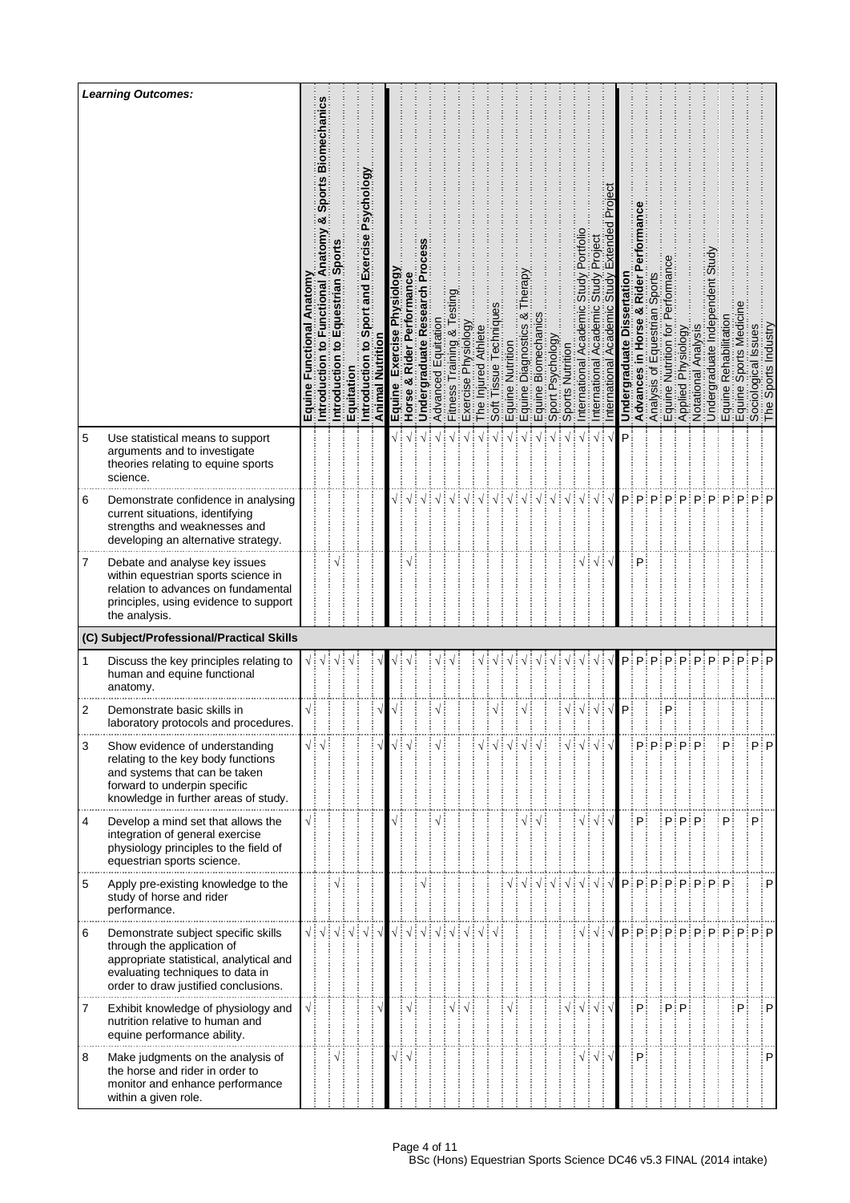| | Learning Outcomes: | Equine Functional Anatomy | Introduction to Functional Anatomy & Sports Biomechanics | Introduction to Equestrian Sports | Equitation | Introduction to Sport and Exercise Psychology | Animal Nutrition | Equine Exercise Physiology | Horse & Rider Performance | Undergraduate Research Process | Advanced Equitation | Fitness Training & Testing | Exercise Physiology | The Injured Athlete | Soft Tissue Techniques | Equine Nutrition | Equine Diagnostics & Therapy | Equine Biomechanics | Sport Psychology | Sports Nutrition | International Academic Study Portfolio | International Academic Study Project | International Academic Study Extended Project | Undergraduate Dissertation | Advances in Horse & Rider Performance | Analysis of Equestrian Sports | Equine Nutrition for Performance | Applied Physiology | Notational Analysis | Undergraduate Independent Study | Equine Rehabilitation | Equine Sports Medicine | Sociological Issues | The Sports Industry |
|---|---|---|---|---|---|---|---|---|---|---|---|---|---|---|---|---|---|---|---|---|---|---|---|---|---|---|---|---|---|---|---|---|---|---|
| 5 | Use statistical means to support arguments and to investigate theories relating to equine sports science. | | | | | | | √ | √ | √ | √ | √ | √ | √ | √ | √ | √ | √ | √ | √ | √ | √ | √ | P | | | | | | | | | | |
| 6 | Demonstrate confidence in analysing current situations, identifying strengths and weaknesses and developing an alternative strategy. | | | | | | | √ | √ | √ | √ | √ | √ | √ | √ | √ | √ | √ | √ | √ | √ | √ | √ | P | P | P | P | P | P | P | P | P | P | P |
| 7 | Debate and analyse key issues within equestrian sports science in relation to advances on fundamental principles, using evidence to support the analysis. | | | √ | | | | | √ | | | | | | | | | | | | √ | √ | √ | | P | | | | | | | | | |
| **(C) Subject/Professional/Practical Skills** | | | | | | | | | | | | | | | | | | | | | | | | | | | | | | | | | | |
| 1 | Discuss the key principles relating to human and equine functional anatomy. | √ | √ | √ | √ | | | √ | √ | | √ | √ | | √ | √ | √ | √ | √ | √ | √ | √ | √ | √ | P | P | P | P | P | P | P | P | P | P | P |
| 2 | Demonstrate basic skills in laboratory protocols and procedures. | √ | | | | | √ | √ | | | √ | | | | √ | | √ | | | √ | √ | √ | √ | P | | | P | | | | | | | |
| 3 | Show evidence of understanding relating to the key body functions and systems that can be taken forward to underpin specific knowledge in further areas of study. | √ | √ | | | | √ | √ | √ | | √ | | | √ | √ | √ | √ | √ | | √ | √ | √ | √ | | P | P | P | P | P | | P | | P | P |
| 4 | Develop a mind set that allows the integration of general exercise physiology principles to the field of equestrian sports science. | √ | | | | | | √ | | | √ | | | | | | √ | √ | | | √ | √ | √ | | P | | P | P | P | | P | | P | |
| 5 | Apply pre-existing knowledge to the study of horse and rider performance. | | | √ | | | | | | √ | | | | | | √ | √ | √ | √ | √ | √ | √ | √ | P | P | P | P | P | P | P | P | | | P |
| 6 | Demonstrate subject specific skills through the application of appropriate statistical, analytical and evaluating techniques to data in order to draw justified conclusions. | √ | √ | √ | √ | √ | √ | √ | √ | √ | √ | √ | √ | √ | √ | | | | | | √ | √ | √ | P | P | P | P | P | P | P | P | P | P | P |
| 7 | Exhibit knowledge of physiology and nutrition relative to human and equine performance ability. | √ | | | | | √ | | √ | | | √ | √ | | | √ | | | | √ | √ | √ | √ | | P | | P | P | | | | P | | P |
| 8 | Make judgments on the analysis of the horse and rider in order to monitor and enhance performance within a given role. | | | √ | | | | √ | √ | | | | | | | | | | | | √ | √ | √ | | P | | | | | | | | | P |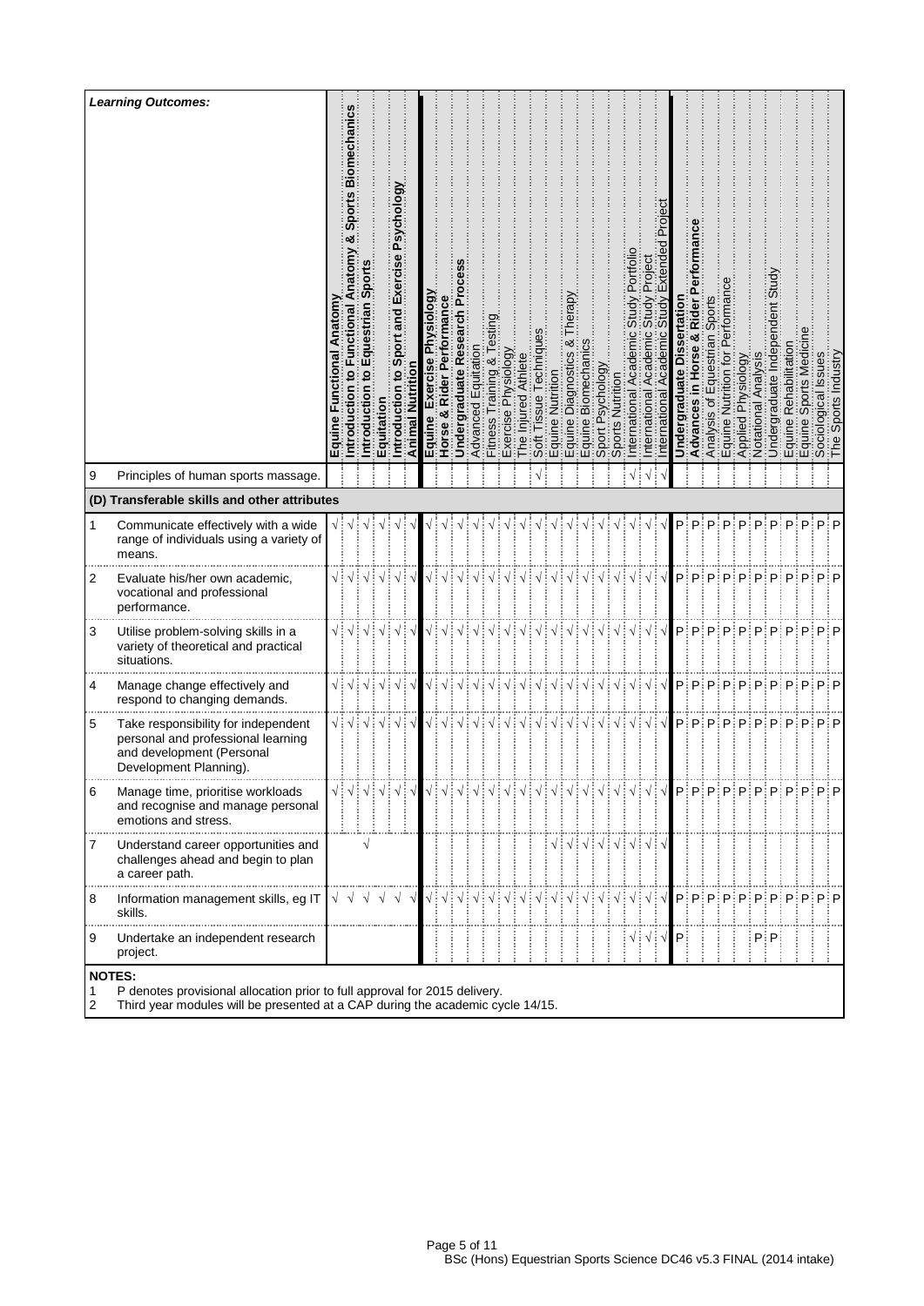| | Learning Outcomes: | Equine Functional Anatomy | Introduction to Functional Anatomy & Sports Biomechanics | Introduction to Equestrian Sports | Equitation | Introduction to Sport and Exercise Psychology | Animal Nutrition | Equine Exercise Physiology | Horse & Rider Performance | Undergraduate Research Process | Advanced Equitation | Fitness Training & Testing | Exercise Physiology | The Injured Athlete | Soft Tissue Techniques | Equine Nutrition | Equine Diagnostics & Therapy | Equine Biomechanics | Sport Psychology | Sports Nutrition | International Academic Study Portfolio | International Academic Study Project | International Academic Study Extended Project | Undergraduate Dissertation | Advances in Horse & Rider Performance | Analysis of Equestrian Sports | Equine Nutrition for Performance | Applied Physiology | Notational Analysis | Undergraduate Independent Study | Equine Rehabilitation | Equine Sports Medicine | Sociological Issues | The Sports Industry |
|---|---|---|---|---|---|---|---|---|---|---|---|---|---|---|---|---|---|---|---|---|---|---|---|---|---|---|---|---|---|---|---|---|---|---|
| 9 | Principles of human sports massage. | | | | | | | | | | | | | | √ | | | | | | √ | √ | √ | | | | | | | | | | | |
| | **(D) Transferable skills and other attributes** | | | | | | | | | | | | | | | | | | | | | | | | | | | | | | | | | |
| 1 | Communicate effectively with a wide range of individuals using a variety of means. | √ | √ | √ | √ | √ | √ | √ | √ | √ | √ | √ | √ | √ | √ | √ | √ | √ | √ | √ | √ | √ | √ | P | P | P | P | P | P | P | P | P | P | P |
| 2 | Evaluate his/her own academic, vocational and professional performance. | √ | √ | √ | √ | √ | √ | √ | √ | √ | √ | √ | √ | √ | √ | √ | √ | √ | √ | √ | √ | √ | √ | P | P | P | P | P | P | P | P | P | P | P |
| 3 | Utilise problem-solving skills in a variety of theoretical and practical situations. | √ | √ | √ | √ | √ | √ | √ | √ | √ | √ | √ | √ | √ | √ | √ | √ | √ | √ | √ | √ | √ | √ | P | P | P | P | P | P | P | P | P | P | P |
| 4 | Manage change effectively and respond to changing demands. | √ | √ | √ | √ | √ | √ | √ | √ | √ | √ | √ | √ | √ | √ | √ | √ | √ | √ | √ | √ | √ | √ | P | P | P | P | P | P | P | P | P | P | P |
| 5 | Take responsibility for independent personal and professional learning and development (Personal Development Planning). | √ | √ | √ | √ | √ | √ | √ | √ | √ | √ | √ | √ | √ | √ | √ | √ | √ | √ | √ | √ | √ | √ | P | P | P | P | P | P | P | P | P | P | P |
| 6 | Manage time, prioritise workloads and recognise and manage personal emotions and stress. | √ | √ | √ | √ | √ | √ | √ | √ | √ | √ | √ | √ | √ | √ | √ | √ | √ | √ | √ | √ | √ | √ | P | P | P | P | P | P | P | P | P | P | P |
| 7 | Understand career opportunities and challenges ahead and begin to plan a career path. | | | √ | | | | | | | | | | | | √ | √ | √ | √ | √ | √ | √ | √ | | | | | | | | | | | |
| 8 | Information management skills, eg IT skills. | √ | √ | √ | √ | √ | √ | √ | √ | √ | √ | √ | √ | √ | √ | √ | √ | √ | √ | √ | √ | √ | √ | P | P | P | P | P | P | P | P | P | P | P |
| 9 | Undertake an independent research project. | | | | | | | | | | | | | | | | | | | | √ | √ | √ | P | | | | | P | P | | | | |

**NOTES:**

1 P denotes provisional allocation prior to full approval for 2015 delivery.
2 Third year modules will be presented at a CAP during the academic cycle 14/15.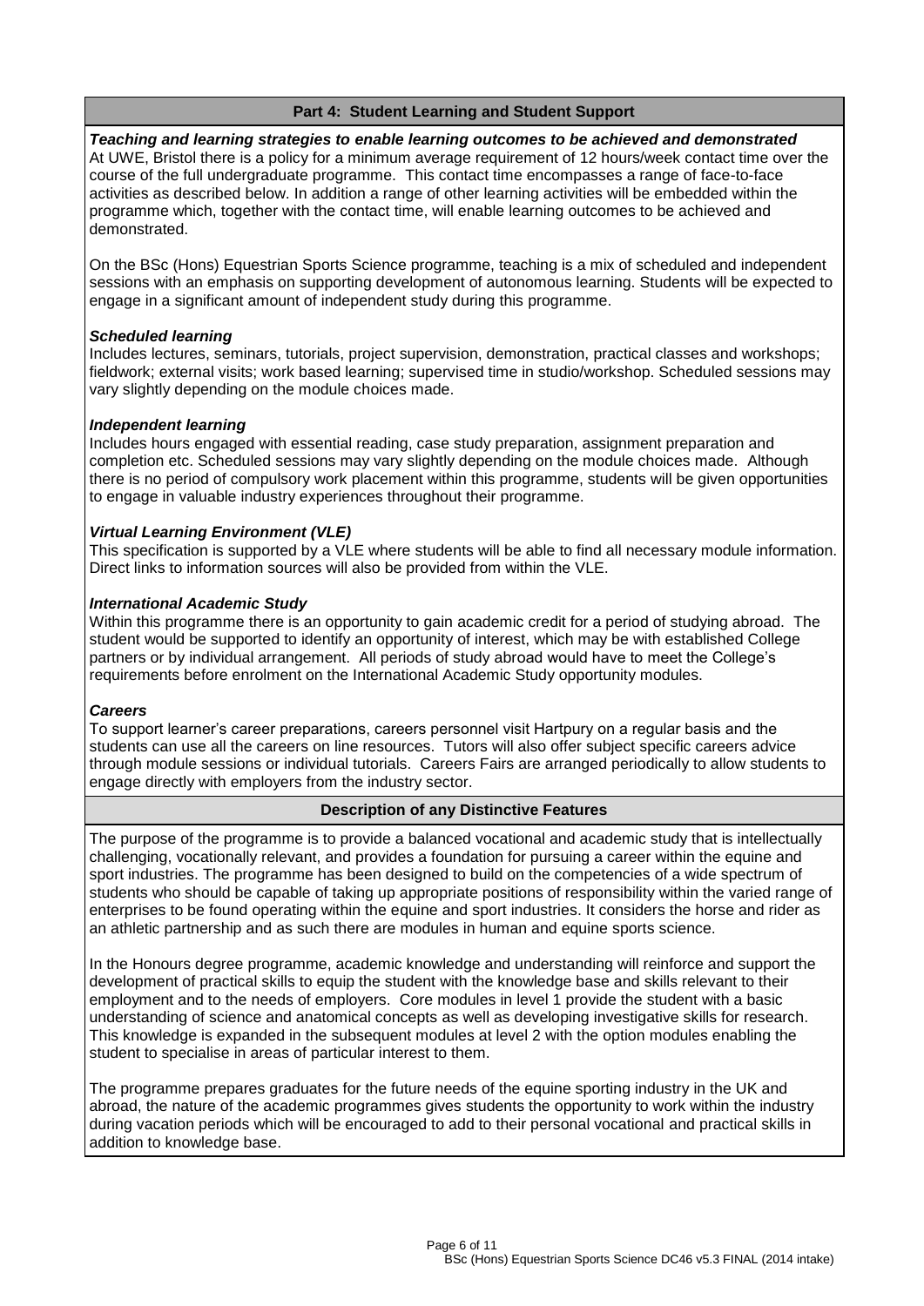## Part 4: Student Learning and Student Support

***Teaching and learning strategies to enable learning outcomes to be achieved and demonstrated***

At UWE, Bristol there is a policy for a minimum average requirement of 12 hours/week contact time over the course of the full undergraduate programme. This contact time encompasses a range of face-to-face activities as described below. In addition a range of other learning activities will be embedded within the programme which, together with the contact time, will enable learning outcomes to be achieved and demonstrated.

On the BSc (Hons) Equestrian Sports Science programme, teaching is a mix of scheduled and independent sessions with an emphasis on supporting development of autonomous learning. Students will be expected to engage in a significant amount of independent study during this programme.

***Scheduled learning***

Includes lectures, seminars, tutorials, project supervision, demonstration, practical classes and workshops; fieldwork; external visits; work based learning; supervised time in studio/workshop. Scheduled sessions may vary slightly depending on the module choices made.

***Independent learning***

Includes hours engaged with essential reading, case study preparation, assignment preparation and completion etc. Scheduled sessions may vary slightly depending on the module choices made. Although there is no period of compulsory work placement within this programme, students will be given opportunities to engage in valuable industry experiences throughout their programme.

***Virtual Learning Environment (VLE)***

This specification is supported by a VLE where students will be able to find all necessary module information. Direct links to information sources will also be provided from within the VLE.

***International Academic Study***

Within this programme there is an opportunity to gain academic credit for a period of studying abroad. The student would be supported to identify an opportunity of interest, which may be with established College partners or by individual arrangement. All periods of study abroad would have to meet the College's requirements before enrolment on the International Academic Study opportunity modules.

***Careers***

To support learner's career preparations, careers personnel visit Hartpury on a regular basis and the students can use all the careers on line resources. Tutors will also offer subject specific careers advice through module sessions or individual tutorials. Careers Fairs are arranged periodically to allow students to engage directly with employers from the industry sector.

## Description of any Distinctive Features

The purpose of the programme is to provide a balanced vocational and academic study that is intellectually challenging, vocationally relevant, and provides a foundation for pursuing a career within the equine and sport industries. The programme has been designed to build on the competencies of a wide spectrum of students who should be capable of taking up appropriate positions of responsibility within the varied range of enterprises to be found operating within the equine and sport industries. It considers the horse and rider as an athletic partnership and as such there are modules in human and equine sports science.

In the Honours degree programme, academic knowledge and understanding will reinforce and support the development of practical skills to equip the student with the knowledge base and skills relevant to their employment and to the needs of employers. Core modules in level 1 provide the student with a basic understanding of science and anatomical concepts as well as developing investigative skills for research. This knowledge is expanded in the subsequent modules at level 2 with the option modules enabling the student to specialise in areas of particular interest to them.

The programme prepares graduates for the future needs of the equine sporting industry in the UK and abroad, the nature of the academic programmes gives students the opportunity to work within the industry during vacation periods which will be encouraged to add to their personal vocational and practical skills in addition to knowledge base.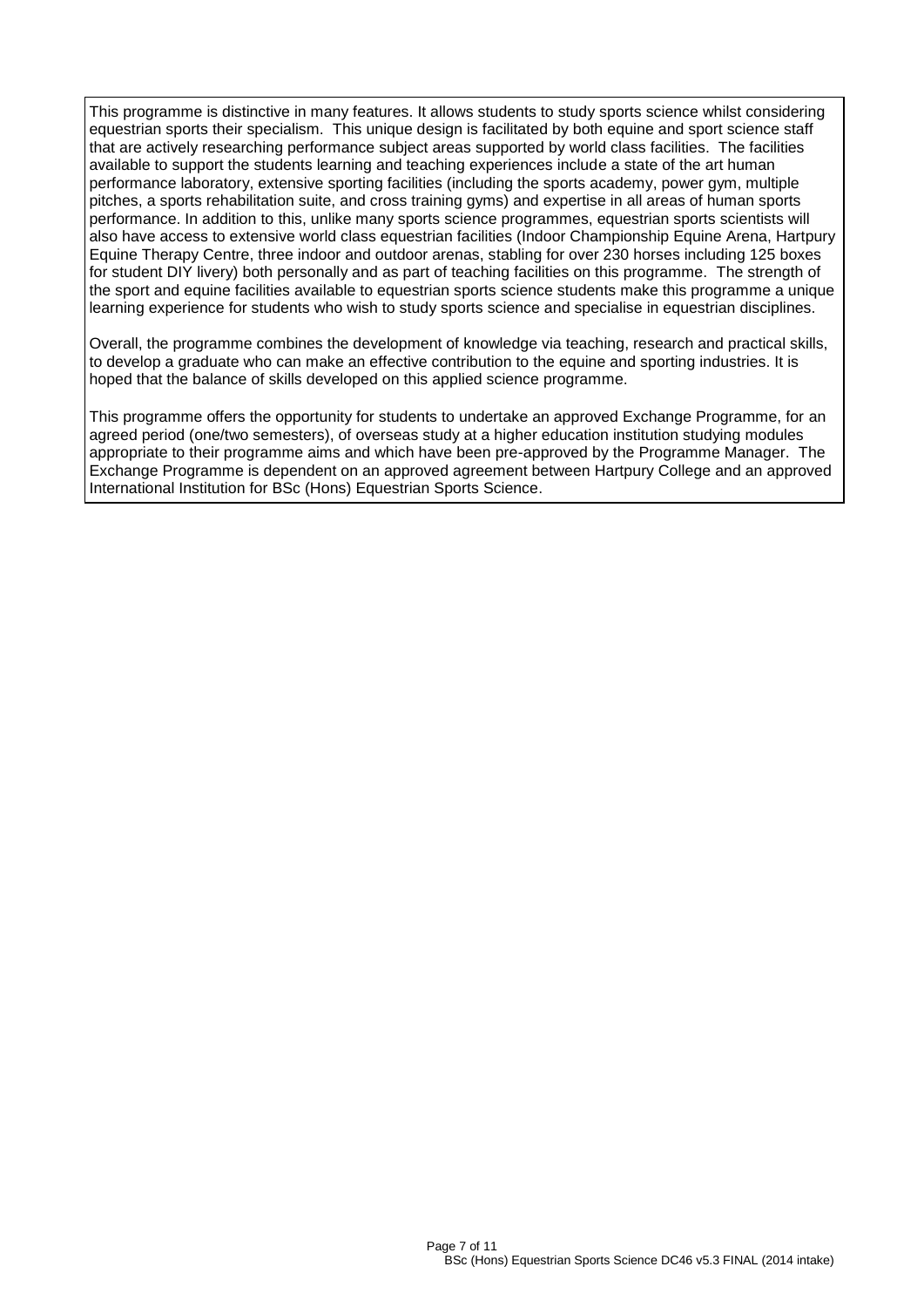This programme is distinctive in many features. It allows students to study sports science whilst considering equestrian sports their specialism. This unique design is facilitated by both equine and sport science staff that are actively researching performance subject areas supported by world class facilities. The facilities available to support the students learning and teaching experiences include a state of the art human performance laboratory, extensive sporting facilities (including the sports academy, power gym, multiple pitches, a sports rehabilitation suite, and cross training gyms) and expertise in all areas of human sports performance. In addition to this, unlike many sports science programmes, equestrian sports scientists will also have access to extensive world class equestrian facilities (Indoor Championship Equine Arena, Hartpury Equine Therapy Centre, three indoor and outdoor arenas, stabling for over 230 horses including 125 boxes for student DIY livery) both personally and as part of teaching facilities on this programme. The strength of the sport and equine facilities available to equestrian sports science students make this programme a unique learning experience for students who wish to study sports science and specialise in equestrian disciplines.

Overall, the programme combines the development of knowledge via teaching, research and practical skills, to develop a graduate who can make an effective contribution to the equine and sporting industries. It is hoped that the balance of skills developed on this applied science programme.

This programme offers the opportunity for students to undertake an approved Exchange Programme, for an agreed period (one/two semesters), of overseas study at a higher education institution studying modules appropriate to their programme aims and which have been pre-approved by the Programme Manager. The Exchange Programme is dependent on an approved agreement between Hartpury College and an approved International Institution for BSc (Hons) Equestrian Sports Science.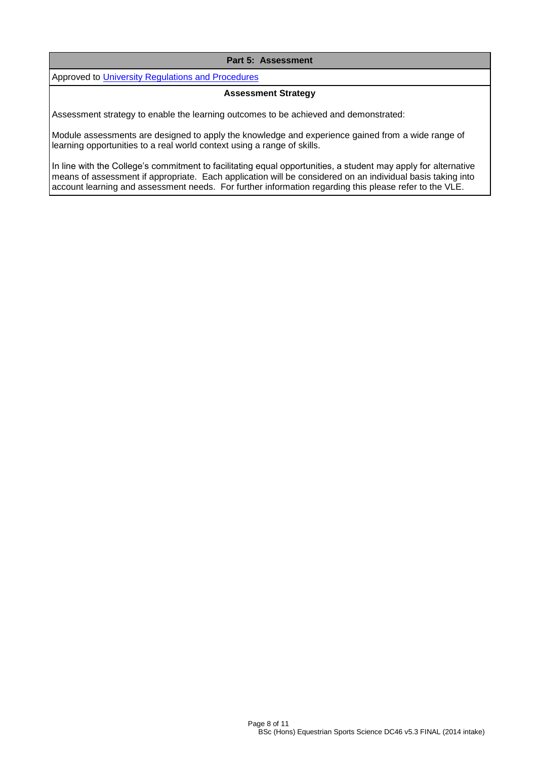## Part 5: Assessment

Approved to [University Regulations and Procedures]

### Assessment Strategy

Assessment strategy to enable the learning outcomes to be achieved and demonstrated:

Module assessments are designed to apply the knowledge and experience gained from a wide range of learning opportunities to a real world context using a range of skills.

In line with the College's commitment to facilitating equal opportunities, a student may apply for alternative means of assessment if appropriate. Each application will be considered on an individual basis taking into account learning and assessment needs. For further information regarding this please refer to the VLE.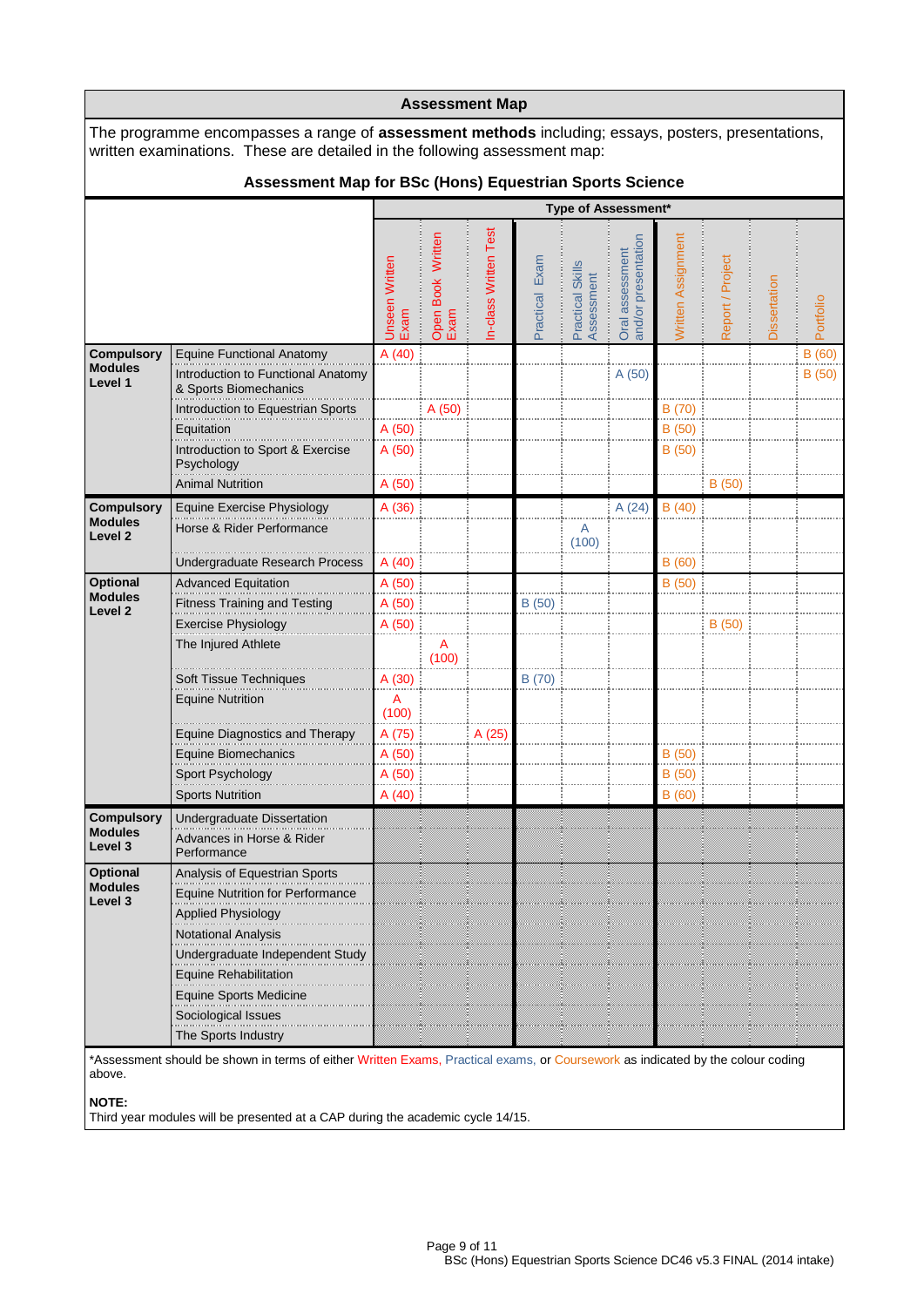## Assessment Map

The programme encompasses a range of **assessment methods** including; essays, posters, presentations, written examinations. These are detailed in the following assessment map:

### Assessment Map for BSc (Hons) Equestrian Sports Science

| | | Type of Assessment* | | | | | | | | | |
|---|---|---|---|---|---|---|---|---|---|---|---|
| | | Unseen Written Exam | Open Book Written Exam | In-class Written Test | Practical Exam | Practical Skills Assessment | Oral assessment and/or presentation | Written Assignment | Report / Project | Dissertation | Portfolio |
| **Compulsory Modules Level 1** | Equine Functional Anatomy | A (40) | | | | | | | | | B (60) |
| | Introduction to Functional Anatomy & Sports Biomechanics | | | | | | A (50) | | | | B (50) |
| | Introduction to Equestrian Sports | | A (50) | | | | | B (70) | | | |
| | Equitation | A (50) | | | | | | B (50) | | | |
| | Introduction to Sport & Exercise Psychology | A (50) | | | | | | B (50) | | | |
| | Animal Nutrition | A (50) | | | | | | | B (50) | | |
| **Compulsory Modules Level 2** | Equine Exercise Physiology | A (36) | | | | | A (24) | B (40) | | | |
| | Horse & Rider Performance | | | | | A (100) | | | | | |
| | Undergraduate Research Process | A (40) | | | | | | B (60) | | | |
| **Optional Modules Level 2** | Advanced Equitation | A (50) | | | | | | B (50) | | | |
| | Fitness Training and Testing | A (50) | | | B (50) | | | | | | |
| | Exercise Physiology | A (50) | | | | | | | B (50) | | |
| | The Injured Athlete | | A (100) | | | | | | | | |
| | Soft Tissue Techniques | A (30) | | | B (70) | | | | | | |
| | Equine Nutrition | A (100) | | | | | | | | | |
| | Equine Diagnostics and Therapy | A (75) | | A (25) | | | | | | | |
| | Equine Biomechanics | A (50) | | | | | | B (50) | | | |
| | Sport Psychology | A (50) | | | | | | B (50) | | | |
| | Sports Nutrition | A (40) | | | | | | B (60) | | | |
| **Compulsory Modules Level 3** | Undergraduate Dissertation | | | | | | | | | | |
| | Advances in Horse & Rider Performance | | | | | | | | | | |
| **Optional Modules Level 3** | Analysis of Equestrian Sports | | | | | | | | | | |
| | Equine Nutrition for Performance | | | | | | | | | | |
| | Applied Physiology | | | | | | | | | | |
| | Notational Analysis | | | | | | | | | | |
| | Undergraduate Independent Study | | | | | | | | | | |
| | Equine Rehabilitation | | | | | | | | | | |
| | Equine Sports Medicine | | | | | | | | | | |
| | Sociological Issues | | | | | | | | | | |
| | The Sports Industry | | | | | | | | | | |

*Assessment should be shown in terms of either Written Exams, Practical exams, or Coursework as indicated by the colour coding above.

**NOTE:**
Third year modules will be presented at a CAP during the academic cycle 14/15.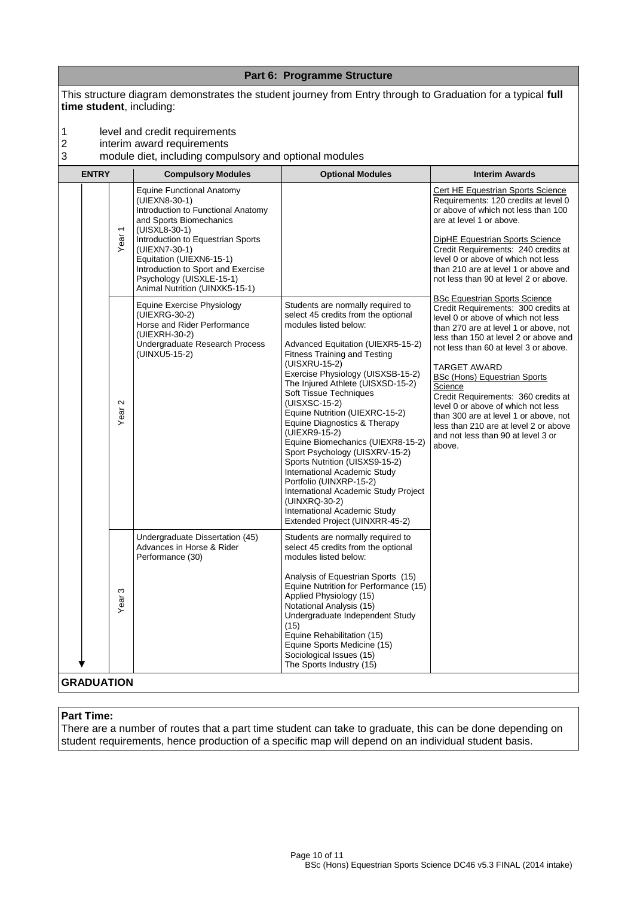## Part 6: Programme Structure

This structure diagram demonstrates the student journey from Entry through to Graduation for a typical **full time student**, including:

1. level and credit requirements
2. interim award requirements
3. module diet, including compulsory and optional modules

| ENTRY | Compulsory Modules | Optional Modules | Interim Awards |
|---|---|---|---|
| Year 1 | Equine Functional Anatomy (UIEXN8-30-1)<br>Introduction to Functional Anatomy and Sports Biomechanics (UISXL8-30-1)<br>Introduction to Equestrian Sports (UIEXN7-30-1)<br>Equitation (UIEXN6-15-1)<br>Introduction to Sport and Exercise Psychology (UISXLE-15-1)<br>Animal Nutrition (UINXK5-15-1) | | Cert HE Equestrian Sports Science<br>Requirements: 120 credits at level 0 or above of which not less than 100 are at level 1 or above.<br><br>DipHE Equestrian Sports Science<br>Credit Requirements: 240 credits at level 0 or above of which not less than 210 are at level 1 or above and not less than 90 at level 2 or above.<br><br>BSc Equestrian Sports Science<br>Credit Requirements: 300 credits at level 0 or above of which not less than 270 are at level 1 or above, not less than 150 at level 2 or above and not less than 60 at level 3 or above.<br><br>TARGET AWARD<br>BSc (Hons) Equestrian Sports Science<br>Credit Requirements: 360 credits at level 0 or above of which not less than 300 are at level 1 or above, not less than 210 are at level 2 or above and not less than 90 at level 3 or above. |
| Year 2 | Equine Exercise Physiology (UIEXRG-30-2)<br>Horse and Rider Performance (UIEXRH-30-2)<br>Undergraduate Research Process (UINXU5-15-2) | Students are normally required to select 45 credits from the optional modules listed below:<br><br>Advanced Equitation (UIEXR5-15-2)<br>Fitness Training and Testing (UISXRU-15-2)<br>Exercise Physiology (UISXSB-15-2)<br>The Injured Athlete (UISXSD-15-2)<br>Soft Tissue Techniques (UISXSC-15-2)<br>Equine Nutrition (UIEXRC-15-2)<br>Equine Diagnostics & Therapy (UIEXR9-15-2)<br>Equine Biomechanics (UIEXR8-15-2)<br>Sport Psychology (UISXRV-15-2)<br>Sports Nutrition (UISXS9-15-2)<br>International Academic Study Portfolio (UINXRP-15-2)<br>International Academic Study Project (UINXRQ-30-2)<br>International Academic Study Extended Project (UINXRR-45-2) | |
| Year 3 | Undergraduate Dissertation (45)<br>Advances in Horse & Rider Performance (30) | Students are normally required to select 45 credits from the optional modules listed below:<br><br>Analysis of Equestrian Sports (15)<br>Equine Nutrition for Performance (15)<br>Applied Physiology (15)<br>Notational Analysis (15)<br>Undergraduate Independent Study (15)<br>Equine Rehabilitation (15)<br>Equine Sports Medicine (15)<br>Sociological Issues (15)<br>The Sports Industry (15) | |
| **GRADUATION** | | | |

**Part Time:**

There are a number of routes that a part time student can take to graduate, this can be done depending on student requirements, hence production of a specific map will depend on an individual student basis.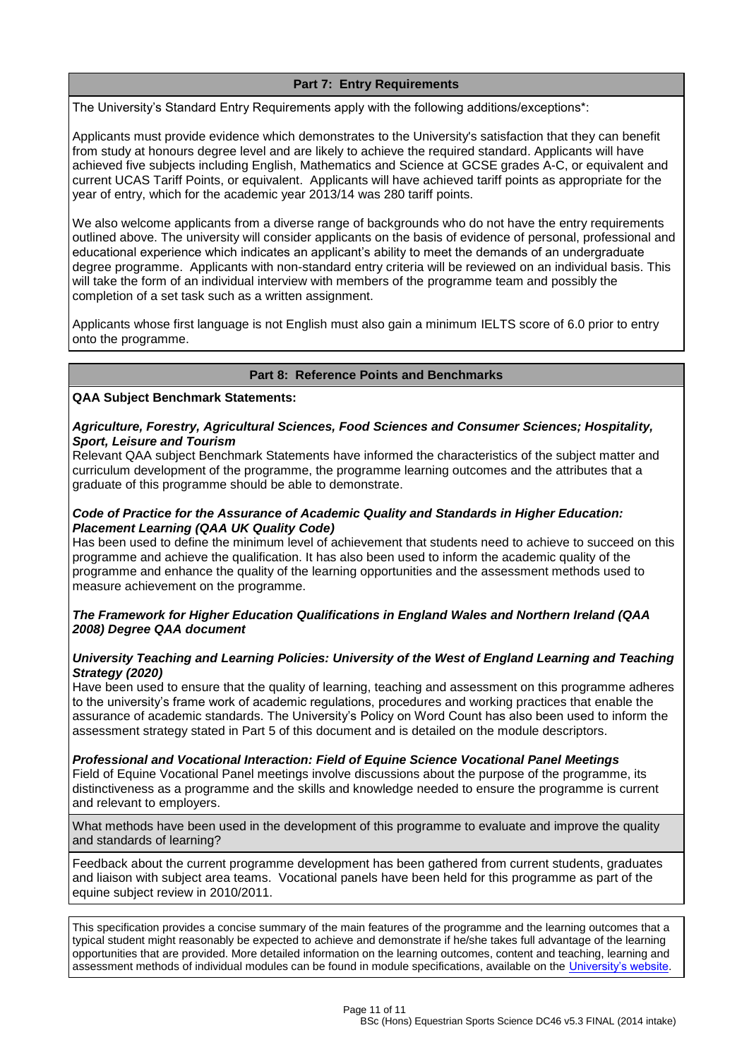## Part 7: Entry Requirements

The University's Standard Entry Requirements apply with the following additions/exceptions*:

Applicants must provide evidence which demonstrates to the University's satisfaction that they can benefit from study at honours degree level and are likely to achieve the required standard. Applicants will have achieved five subjects including English, Mathematics and Science at GCSE grades A-C, or equivalent and current UCAS Tariff Points, or equivalent. Applicants will have achieved tariff points as appropriate for the year of entry, which for the academic year 2013/14 was 280 tariff points.

We also welcome applicants from a diverse range of backgrounds who do not have the entry requirements outlined above. The university will consider applicants on the basis of evidence of personal, professional and educational experience which indicates an applicant's ability to meet the demands of an undergraduate degree programme. Applicants with non-standard entry criteria will be reviewed on an individual basis. This will take the form of an individual interview with members of the programme team and possibly the completion of a set task such as a written assignment.

Applicants whose first language is not English must also gain a minimum IELTS score of 6.0 prior to entry onto the programme.

## Part 8: Reference Points and Benchmarks

**QAA Subject Benchmark Statements:**

***Agriculture, Forestry, Agricultural Sciences, Food Sciences and Consumer Sciences; Hospitality, Sport, Leisure and Tourism***

Relevant QAA subject Benchmark Statements have informed the characteristics of the subject matter and curriculum development of the programme, the programme learning outcomes and the attributes that a graduate of this programme should be able to demonstrate.

***Code of Practice for the Assurance of Academic Quality and Standards in Higher Education: Placement Learning (QAA UK Quality Code)***

Has been used to define the minimum level of achievement that students need to achieve to succeed on this programme and achieve the qualification. It has also been used to inform the academic quality of the programme and enhance the quality of the learning opportunities and the assessment methods used to measure achievement on the programme.

***The Framework for Higher Education Qualifications in England Wales and Northern Ireland (QAA 2008) Degree QAA document***

***University Teaching and Learning Policies: University of the West of England Learning and Teaching Strategy (2020)***

Have been used to ensure that the quality of learning, teaching and assessment on this programme adheres to the university's frame work of academic regulations, procedures and working practices that enable the assurance of academic standards. The University's Policy on Word Count has also been used to inform the assessment strategy stated in Part 5 of this document and is detailed on the module descriptors.

***Professional and Vocational Interaction: Field of Equine Science Vocational Panel Meetings***

Field of Equine Vocational Panel meetings involve discussions about the purpose of the programme, its distinctiveness as a programme and the skills and knowledge needed to ensure the programme is current and relevant to employers.

What methods have been used in the development of this programme to evaluate and improve the quality and standards of learning?

Feedback about the current programme development has been gathered from current students, graduates and liaison with subject area teams. Vocational panels have been held for this programme as part of the equine subject review in 2010/2011.

This specification provides a concise summary of the main features of the programme and the learning outcomes that a typical student might reasonably be expected to achieve and demonstrate if he/she takes full advantage of the learning opportunities that are provided. More detailed information on the learning outcomes, content and teaching, learning and assessment methods of individual modules can be found in module specifications, available on the University's website.